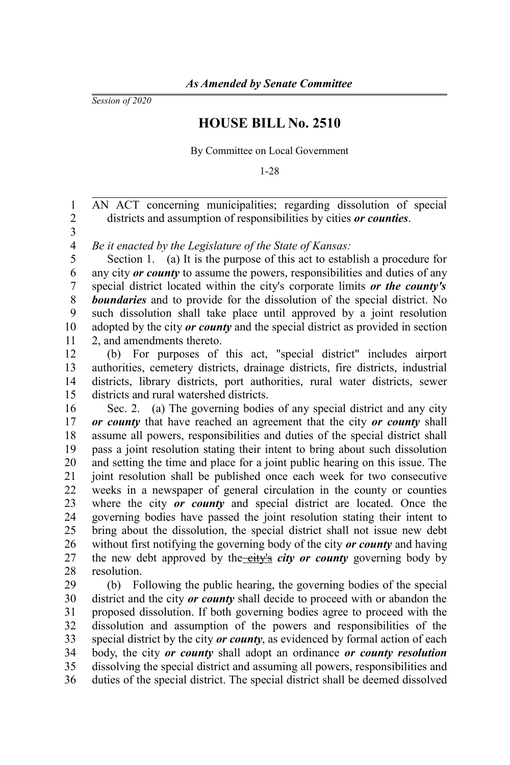*As Amended by Senate Committee*

*Session of 2020*

# HOUSE BILL No. 2510

By Committee on Local Government

1-28

AN ACT concerning municipalities; regarding dissolution of special districts and assumption of responsibilities by cities ***or counties***.

*Be it enacted by the Legislature of the State of Kansas:*

Section 1. (a) It is the purpose of this act to establish a procedure for any city ***or county*** to assume the powers, responsibilities and duties of any special district located within the city's corporate limits ***or the county's boundaries*** and to provide for the dissolution of the special district. No such dissolution shall take place until approved by a joint resolution adopted by the city ***or county*** and the special district as provided in section 2, and amendments thereto.

(b) For purposes of this act, "special district" includes airport authorities, cemetery districts, drainage districts, fire districts, industrial districts, library districts, port authorities, rural water districts, sewer districts and rural watershed districts.

Sec. 2. (a) The governing bodies of any special district and any city ***or county*** that have reached an agreement that the city ***or county*** shall assume all powers, responsibilities and duties of the special district shall pass a joint resolution stating their intent to bring about such dissolution and setting the time and place for a joint public hearing on this issue. The joint resolution shall be published once each week for two consecutive weeks in a newspaper of general circulation in the county or counties where the city ***or county*** and special district are located. Once the governing bodies have passed the joint resolution stating their intent to bring about the dissolution, the special district shall not issue new debt without first notifying the governing body of the city ***or county*** and having the new debt approved by the ~~city's~~ ***city or county*** governing body by resolution.

(b) Following the public hearing, the governing bodies of the special district and the city ***or county*** shall decide to proceed with or abandon the proposed dissolution. If both governing bodies agree to proceed with the dissolution and assumption of the powers and responsibilities of the special district by the city ***or county***, as evidenced by formal action of each body, the city ***or county*** shall adopt an ordinance ***or county resolution*** dissolving the special district and assuming all powers, responsibilities and duties of the special district. The special district shall be deemed dissolved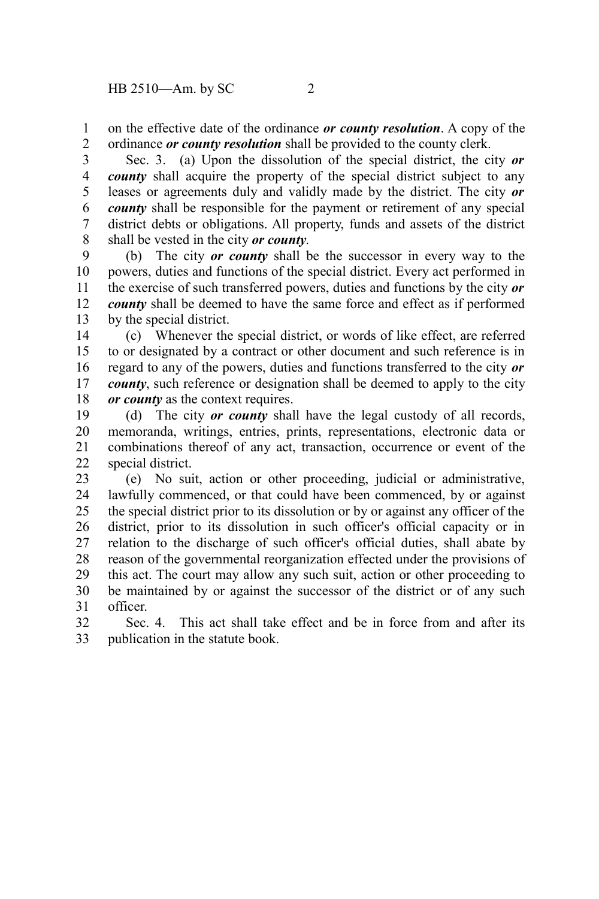on the effective date of the ordinance ***or county resolution***. A copy of the ordinance ***or county resolution*** shall be provided to the county clerk.

Sec. 3. (a) Upon the dissolution of the special district, the city ***or county*** shall acquire the property of the special district subject to any leases or agreements duly and validly made by the district. The city ***or county*** shall be responsible for the payment or retirement of any special district debts or obligations. All property, funds and assets of the district shall be vested in the city ***or county***.

(b) The city ***or county*** shall be the successor in every way to the powers, duties and functions of the special district. Every act performed in the exercise of such transferred powers, duties and functions by the city ***or county*** shall be deemed to have the same force and effect as if performed by the special district.

(c) Whenever the special district, or words of like effect, are referred to or designated by a contract or other document and such reference is in regard to any of the powers, duties and functions transferred to the city ***or county***, such reference or designation shall be deemed to apply to the city ***or county*** as the context requires.

(d) The city ***or county*** shall have the legal custody of all records, memoranda, writings, entries, prints, representations, electronic data or combinations thereof of any act, transaction, occurrence or event of the special district.

(e) No suit, action or other proceeding, judicial or administrative, lawfully commenced, or that could have been commenced, by or against the special district prior to its dissolution or by or against any officer of the district, prior to its dissolution in such officer's official capacity or in relation to the discharge of such officer's official duties, shall abate by reason of the governmental reorganization effected under the provisions of this act. The court may allow any such suit, action or other proceeding to be maintained by or against the successor of the district or of any such officer.

Sec. 4. This act shall take effect and be in force from and after its publication in the statute book.